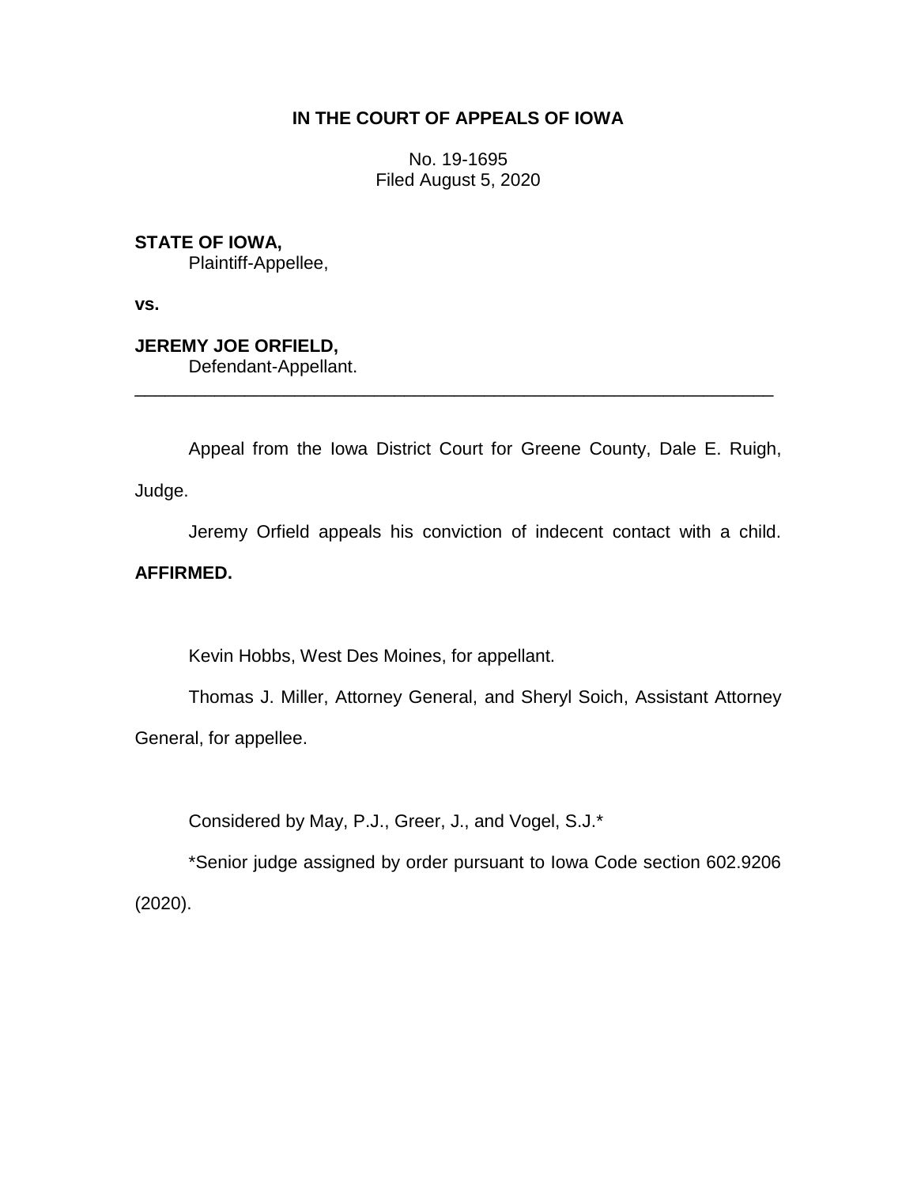# IN THE COURT OF APPEALS OF IOWA

No. 19-1695
Filed August 5, 2020

**STATE OF IOWA,**
Plaintiff-Appellee,

**vs.**

**JEREMY JOE ORFIELD,**
Defendant-Appellant.

---

Appeal from the Iowa District Court for Greene County, Dale E. Ruigh, Judge.

Jeremy Orfield appeals his conviction of indecent contact with a child. **AFFIRMED.**

Kevin Hobbs, West Des Moines, for appellant.

Thomas J. Miller, Attorney General, and Sheryl Soich, Assistant Attorney General, for appellee.

Considered by May, P.J., Greer, J., and Vogel, S.J.*

*Senior judge assigned by order pursuant to Iowa Code section 602.9206 (2020).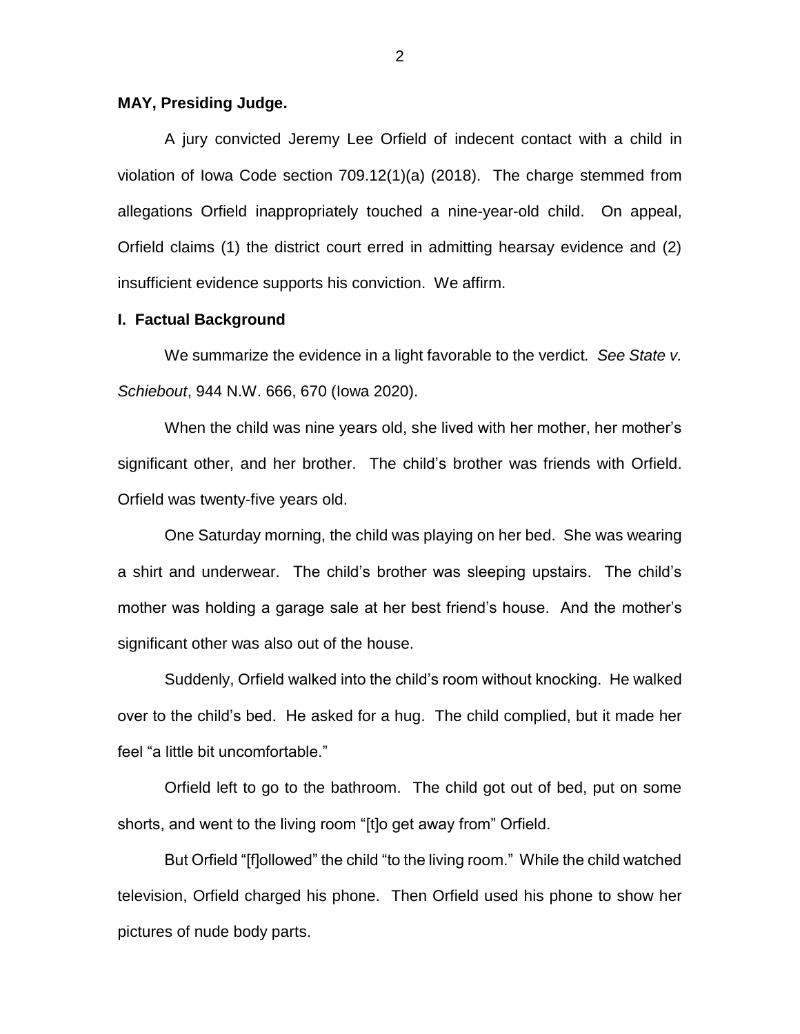**MAY, Presiding Judge.**

A jury convicted Jeremy Lee Orfield of indecent contact with a child in violation of Iowa Code section 709.12(1)(a) (2018). The charge stemmed from allegations Orfield inappropriately touched a nine-year-old child. On appeal, Orfield claims (1) the district court erred in admitting hearsay evidence and (2) insufficient evidence supports his conviction. We affirm.

## I. Factual Background

We summarize the evidence in a light favorable to the verdict. *See State v. Schiebout*, 944 N.W. 666, 670 (Iowa 2020).

When the child was nine years old, she lived with her mother, her mother's significant other, and her brother. The child's brother was friends with Orfield. Orfield was twenty-five years old.

One Saturday morning, the child was playing on her bed. She was wearing a shirt and underwear. The child's brother was sleeping upstairs. The child's mother was holding a garage sale at her best friend's house. And the mother's significant other was also out of the house.

Suddenly, Orfield walked into the child's room without knocking. He walked over to the child's bed. He asked for a hug. The child complied, but it made her feel "a little bit uncomfortable."

Orfield left to go to the bathroom. The child got out of bed, put on some shorts, and went to the living room "[t]o get away from" Orfield.

But Orfield "[f]ollowed" the child "to the living room." While the child watched television, Orfield charged his phone. Then Orfield used his phone to show her pictures of nude body parts.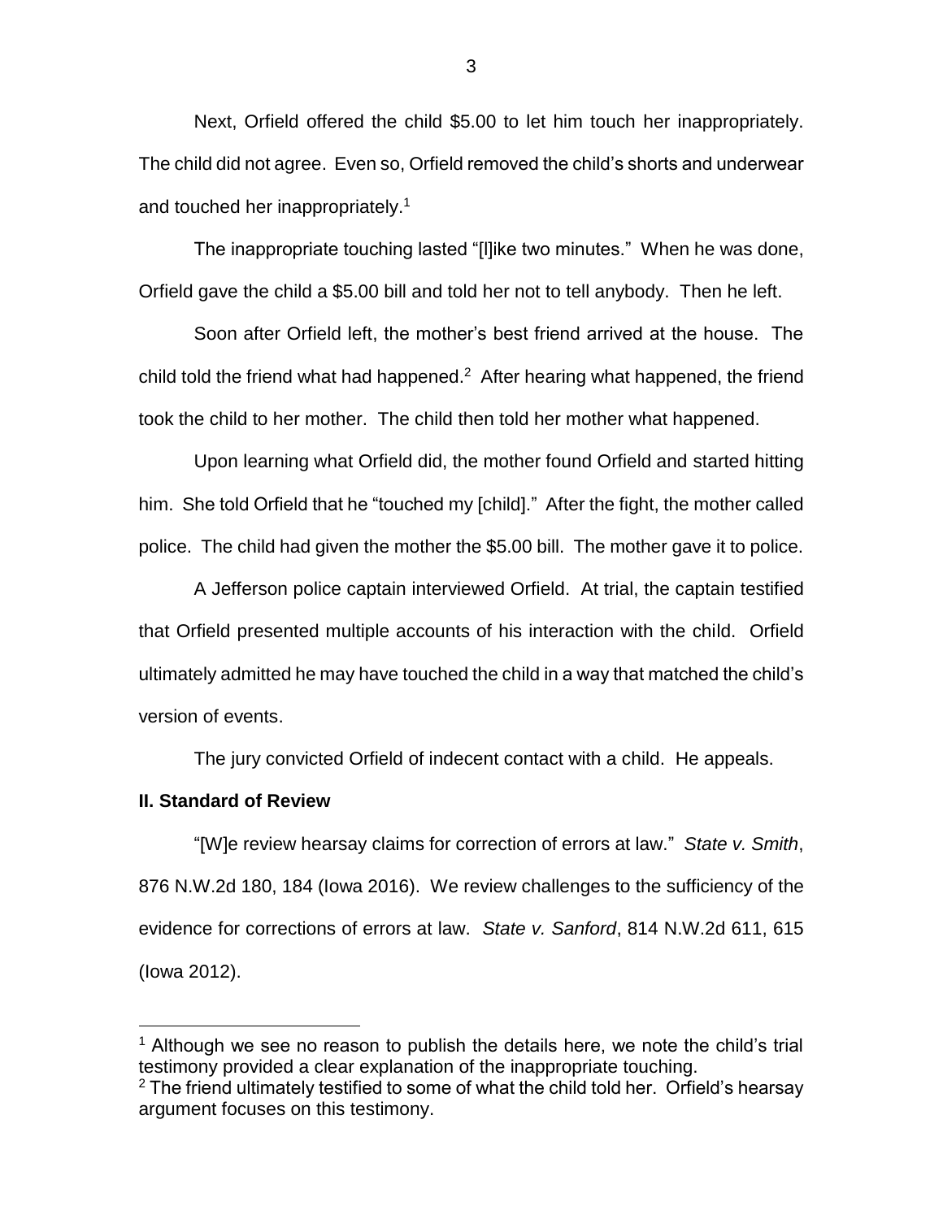Next, Orfield offered the child $5.00 to let him touch her inappropriately. The child did not agree. Even so, Orfield removed the child's shorts and underwear and touched her inappropriately.[1]

The inappropriate touching lasted "[l]ike two minutes." When he was done, Orfield gave the child a $5.00 bill and told her not to tell anybody. Then he left.

Soon after Orfield left, the mother's best friend arrived at the house. The child told the friend what had happened.[2] After hearing what happened, the friend took the child to her mother. The child then told her mother what happened.

Upon learning what Orfield did, the mother found Orfield and started hitting him. She told Orfield that he "touched my [child]." After the fight, the mother called police. The child had given the mother the $5.00 bill. The mother gave it to police.

A Jefferson police captain interviewed Orfield. At trial, the captain testified that Orfield presented multiple accounts of his interaction with the child. Orfield ultimately admitted he may have touched the child in a way that matched the child's version of events.

The jury convicted Orfield of indecent contact with a child. He appeals.

## II. Standard of Review

"[W]e review hearsay claims for correction of errors at law." *State v. Smith*, 876 N.W.2d 180, 184 (Iowa 2016). We review challenges to the sufficiency of the evidence for corrections of errors at law. *State v. Sanford*, 814 N.W.2d 611, 615 (Iowa 2012).

---

[1] Although we see no reason to publish the details here, we note the child's trial testimony provided a clear explanation of the inappropriate touching.

[2] The friend ultimately testified to some of what the child told her. Orfield's hearsay argument focuses on this testimony.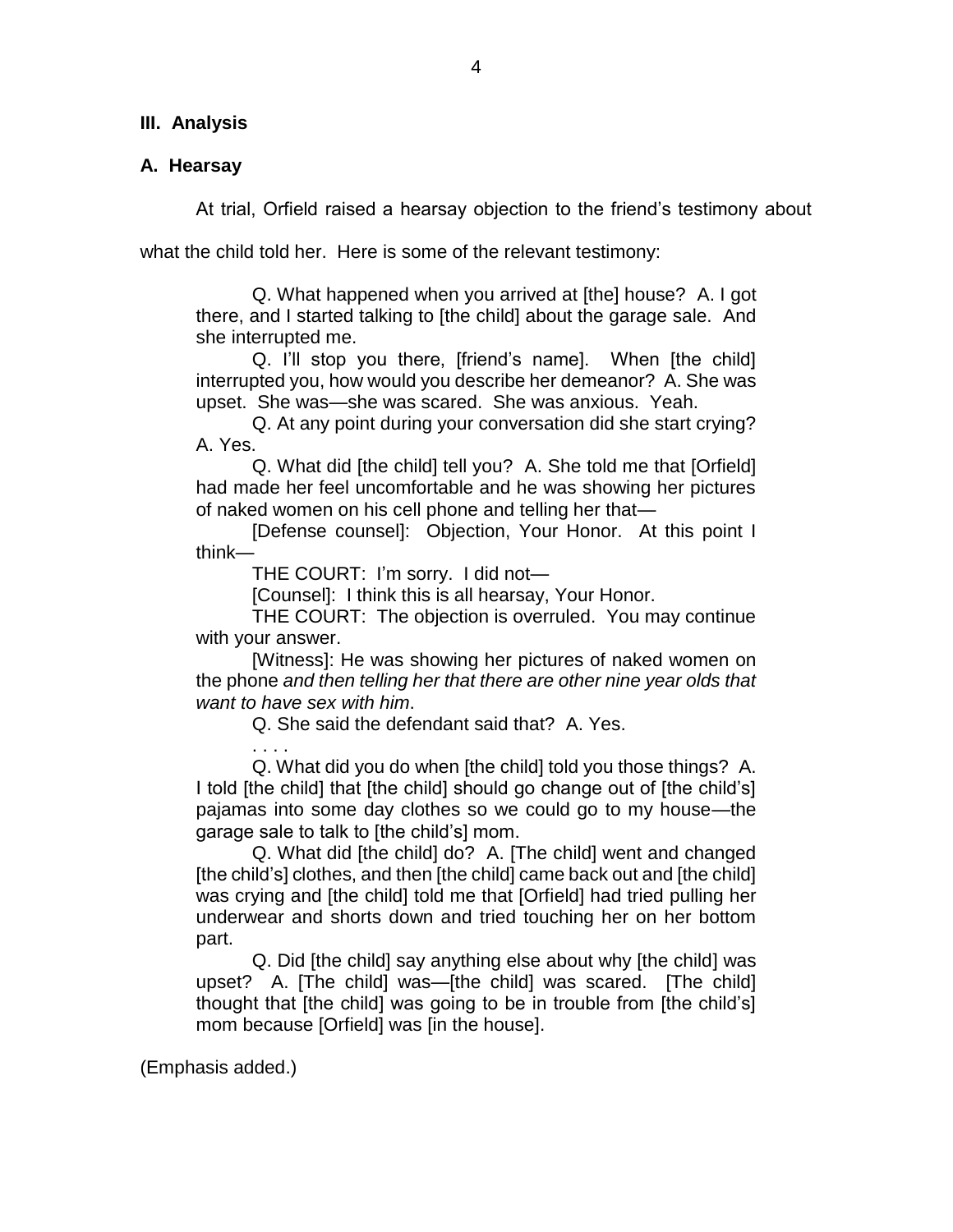## III. Analysis

### A. Hearsay

At trial, Orfield raised a hearsay objection to the friend's testimony about what the child told her. Here is some of the relevant testimony:

> Q. What happened when you arrived at [the] house? A. I got there, and I started talking to [the child] about the garage sale. And she interrupted me.
>
> Q. I'll stop you there, [friend's name]. When [the child] interrupted you, how would you describe her demeanor? A. She was upset. She was—she was scared. She was anxious. Yeah.
>
> Q. At any point during your conversation did she start crying? A. Yes.
>
> Q. What did [the child] tell you? A. She told me that [Orfield] had made her feel uncomfortable and he was showing her pictures of naked women on his cell phone and telling her that—
>
> [Defense counsel]: Objection, Your Honor. At this point I think—
>
> THE COURT: I'm sorry. I did not—
>
> [Counsel]: I think this is all hearsay, Your Honor.
>
> THE COURT: The objection is overruled. You may continue with your answer.
>
> [Witness]: He was showing her pictures of naked women on the phone *and then telling her that there are other nine year olds that want to have sex with him*.
>
> Q. She said the defendant said that? A. Yes.
>
> . . . .
>
> Q. What did you do when [the child] told you those things? A. I told [the child] that [the child] should go change out of [the child's] pajamas into some day clothes so we could go to my house—the garage sale to talk to [the child's] mom.
>
> Q. What did [the child] do? A. [The child] went and changed [the child's] clothes, and then [the child] came back out and [the child] was crying and [the child] told me that [Orfield] had tried pulling her underwear and shorts down and tried touching her on her bottom part.
>
> Q. Did [the child] say anything else about why [the child] was upset? A. [The child] was—[the child] was scared. [The child] thought that [the child] was going to be in trouble from [the child's] mom because [Orfield] was [in the house].

(Emphasis added.)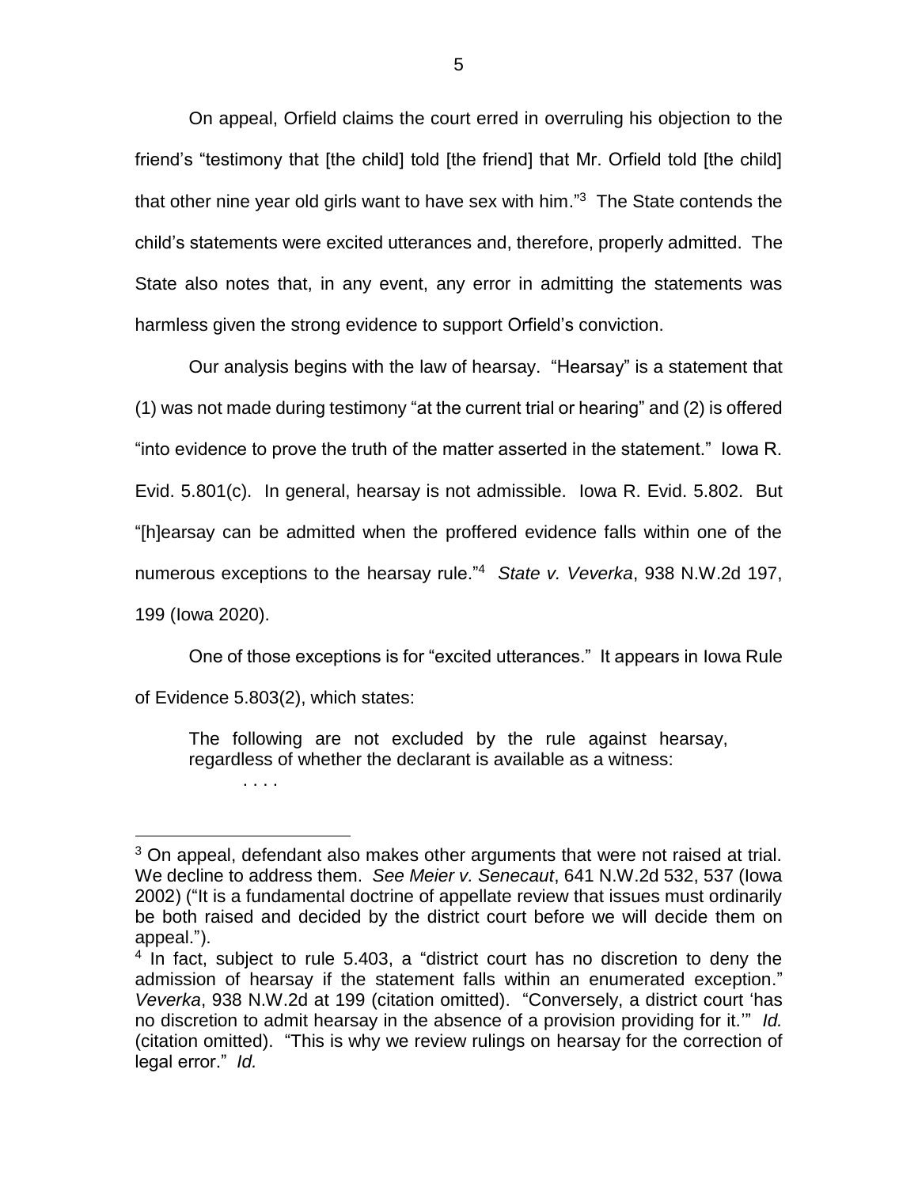On appeal, Orfield claims the court erred in overruling his objection to the friend's "testimony that [the child] told [the friend] that Mr. Orfield told [the child] that other nine year old girls want to have sex with him."[3] The State contends the child's statements were excited utterances and, therefore, properly admitted. The State also notes that, in any event, any error in admitting the statements was harmless given the strong evidence to support Orfield's conviction.

Our analysis begins with the law of hearsay. "Hearsay" is a statement that (1) was not made during testimony "at the current trial or hearing" and (2) is offered "into evidence to prove the truth of the matter asserted in the statement." Iowa R. Evid. 5.801(c). In general, hearsay is not admissible. Iowa R. Evid. 5.802. But "[h]earsay can be admitted when the proffered evidence falls within one of the numerous exceptions to the hearsay rule."[4] *State v. Veverka*, 938 N.W.2d 197, 199 (Iowa 2020).

One of those exceptions is for "excited utterances." It appears in Iowa Rule of Evidence 5.803(2), which states:

> The following are not excluded by the rule against hearsay, regardless of whether the declarant is available as a witness:
>
> . . . .

---

[3] On appeal, defendant also makes other arguments that were not raised at trial. We decline to address them. *See Meier v. Senecaut*, 641 N.W.2d 532, 537 (Iowa 2002) ("It is a fundamental doctrine of appellate review that issues must ordinarily be both raised and decided by the district court before we will decide them on appeal.").

[4] In fact, subject to rule 5.403, a "district court has no discretion to deny the admission of hearsay if the statement falls within an enumerated exception." *Veverka*, 938 N.W.2d at 199 (citation omitted). "Conversely, a district court 'has no discretion to admit hearsay in the absence of a provision providing for it.'" *Id.* (citation omitted). "This is why we review rulings on hearsay for the correction of legal error." *Id.*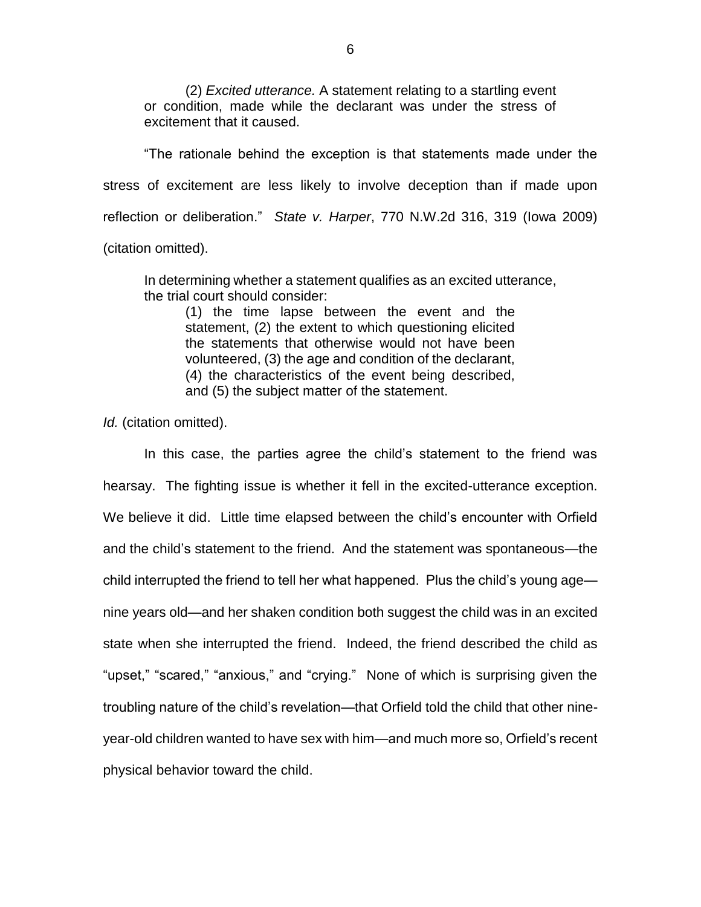> (2) *Excited utterance.* A statement relating to a startling event or condition, made while the declarant was under the stress of excitement that it caused.

"The rationale behind the exception is that statements made under the stress of excitement are less likely to involve deception than if made upon reflection or deliberation." *State v. Harper*, 770 N.W.2d 316, 319 (Iowa 2009) (citation omitted).

> In determining whether a statement qualifies as an excited utterance, the trial court should consider:
>
> > (1) the time lapse between the event and the statement, (2) the extent to which questioning elicited the statements that otherwise would not have been volunteered, (3) the age and condition of the declarant, (4) the characteristics of the event being described, and (5) the subject matter of the statement.

*Id.* (citation omitted).

In this case, the parties agree the child's statement to the friend was hearsay. The fighting issue is whether it fell in the excited-utterance exception. We believe it did. Little time elapsed between the child's encounter with Orfield and the child's statement to the friend. And the statement was spontaneous—the child interrupted the friend to tell her what happened. Plus the child's young age—nine years old—and her shaken condition both suggest the child was in an excited state when she interrupted the friend. Indeed, the friend described the child as "upset," "scared," "anxious," and "crying." None of which is surprising given the troubling nature of the child's revelation—that Orfield told the child that other nine-year-old children wanted to have sex with him—and much more so, Orfield's recent physical behavior toward the child.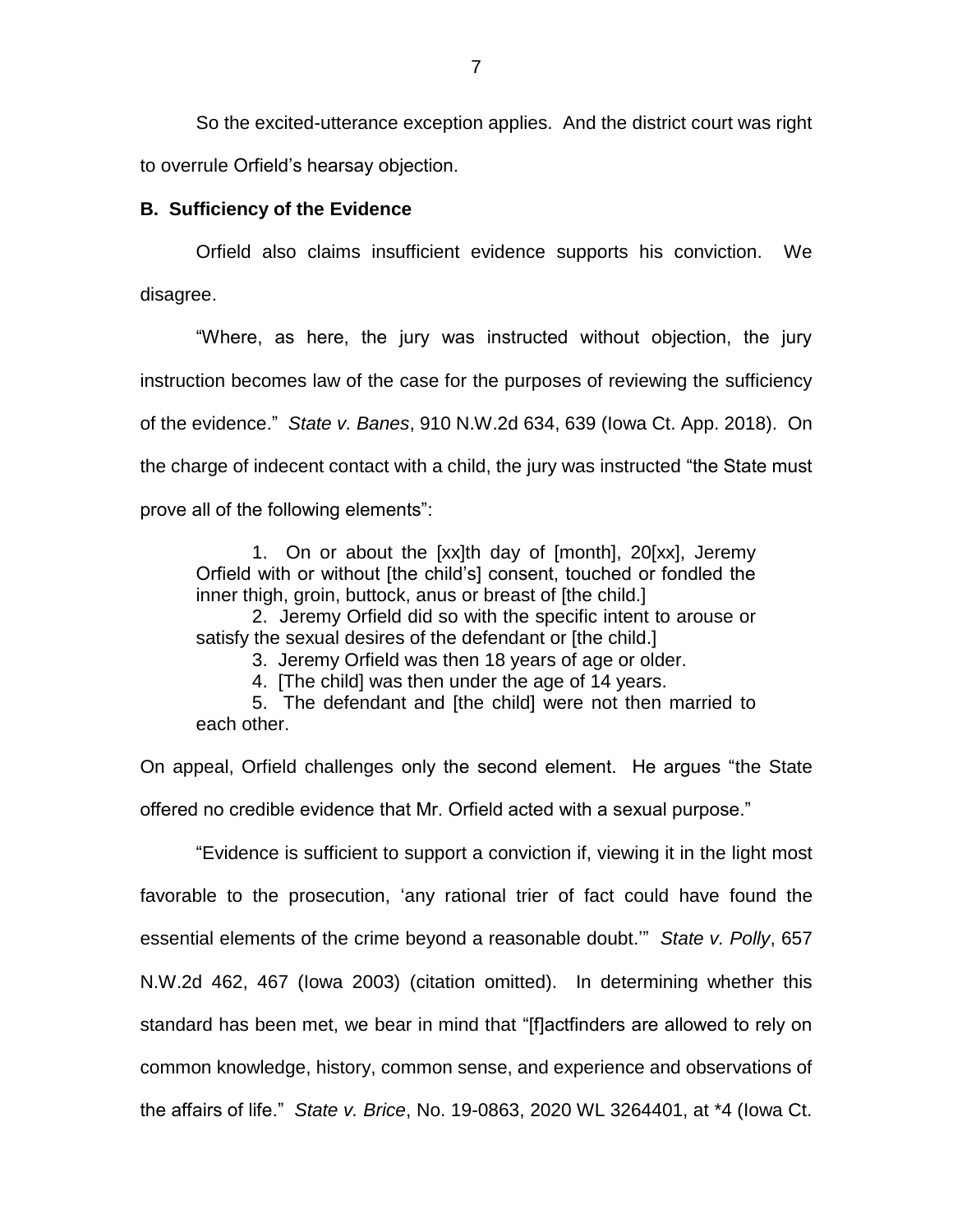So the excited-utterance exception applies. And the district court was right to overrule Orfield's hearsay objection.

**B. Sufficiency of the Evidence**

Orfield also claims insufficient evidence supports his conviction. We disagree.

"Where, as here, the jury was instructed without objection, the jury instruction becomes law of the case for the purposes of reviewing the sufficiency of the evidence." *State v. Banes*, 910 N.W.2d 634, 639 (Iowa Ct. App. 2018). On the charge of indecent contact with a child, the jury was instructed "the State must prove all of the following elements":

> 1. On or about the [xx]th day of [month], 20[xx], Jeremy Orfield with or without [the child's] consent, touched or fondled the inner thigh, groin, buttock, anus or breast of [the child.]
>
> 2. Jeremy Orfield did so with the specific intent to arouse or satisfy the sexual desires of the defendant or [the child.]
>
> 3. Jeremy Orfield was then 18 years of age or older.
>
> 4. [The child] was then under the age of 14 years.
>
> 5. The defendant and [the child] were not then married to each other.

On appeal, Orfield challenges only the second element. He argues "the State offered no credible evidence that Mr. Orfield acted with a sexual purpose."

"Evidence is sufficient to support a conviction if, viewing it in the light most favorable to the prosecution, 'any rational trier of fact could have found the essential elements of the crime beyond a reasonable doubt.'" *State v. Polly*, 657 N.W.2d 462, 467 (Iowa 2003) (citation omitted). In determining whether this standard has been met, we bear in mind that "[f]actfinders are allowed to rely on common knowledge, history, common sense, and experience and observations of the affairs of life." *State v. Brice*, No. 19-0863, 2020 WL 3264401, at *4 (Iowa Ct.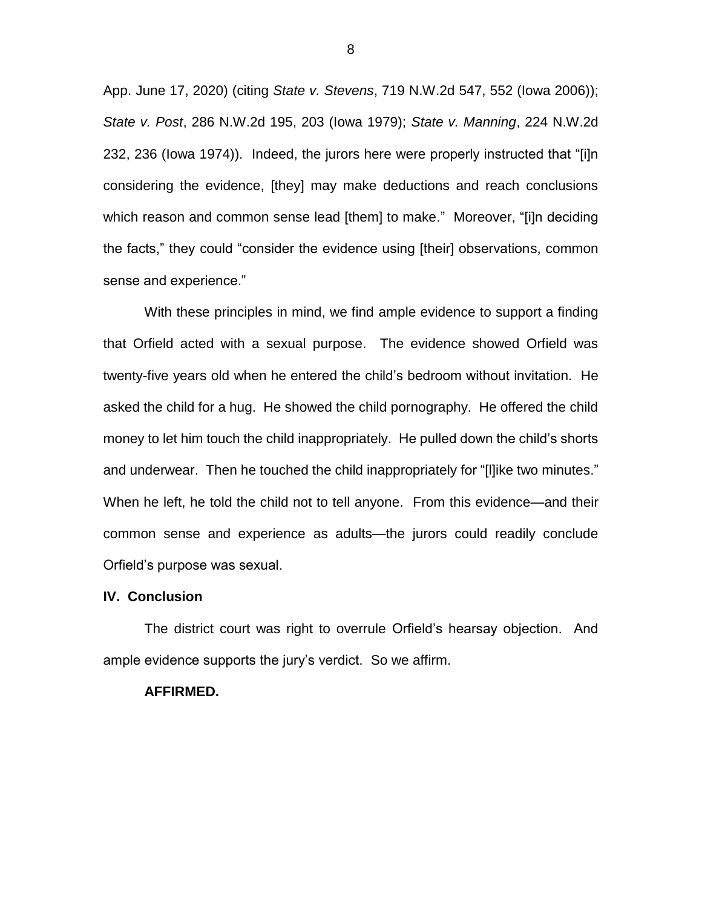App. June 17, 2020) (citing *State v. Stevens*, 719 N.W.2d 547, 552 (Iowa 2006)); *State v. Post*, 286 N.W.2d 195, 203 (Iowa 1979); *State v. Manning*, 224 N.W.2d 232, 236 (Iowa 1974)). Indeed, the jurors here were properly instructed that "[i]n considering the evidence, [they] may make deductions and reach conclusions which reason and common sense lead [them] to make." Moreover, "[i]n deciding the facts," they could "consider the evidence using [their] observations, common sense and experience."

With these principles in mind, we find ample evidence to support a finding that Orfield acted with a sexual purpose. The evidence showed Orfield was twenty-five years old when he entered the child's bedroom without invitation. He asked the child for a hug. He showed the child pornography. He offered the child money to let him touch the child inappropriately. He pulled down the child's shorts and underwear. Then he touched the child inappropriately for "[l]ike two minutes." When he left, he told the child not to tell anyone. From this evidence—and their common sense and experience as adults—the jurors could readily conclude Orfield's purpose was sexual.

**IV. Conclusion**

The district court was right to overrule Orfield's hearsay objection. And ample evidence supports the jury's verdict. So we affirm.

**AFFIRMED.**